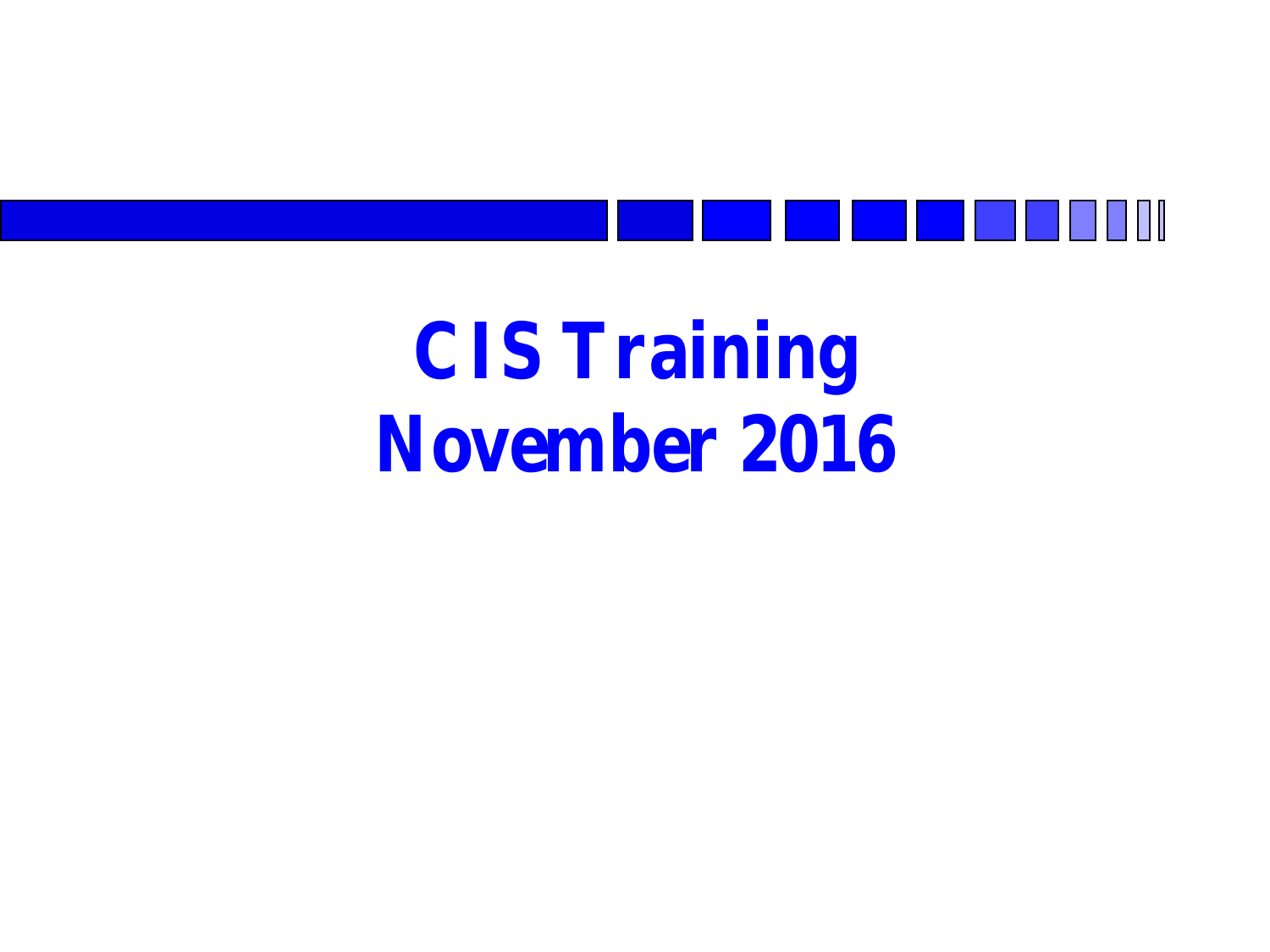# CIS Training
# November 2016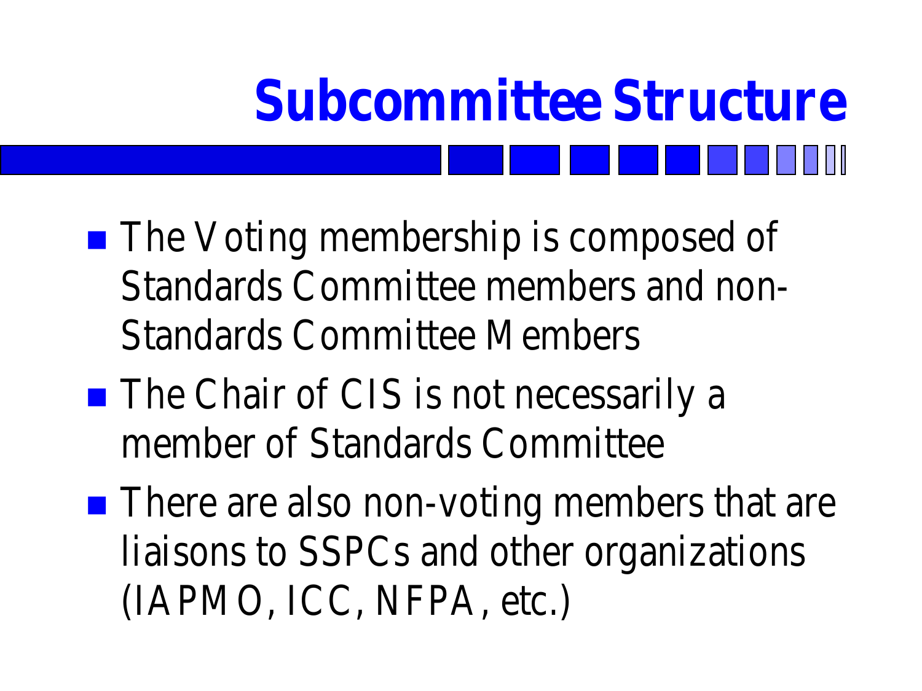# Subcommittee Structure

- The Voting membership is composed of Standards Committee members and non-Standards Committee Members
- The Chair of CIS is not necessarily a member of Standards Committee
- There are also non-voting members that are liaisons to SSPCs and other organizations (IAPMO, ICC, NFPA, etc.)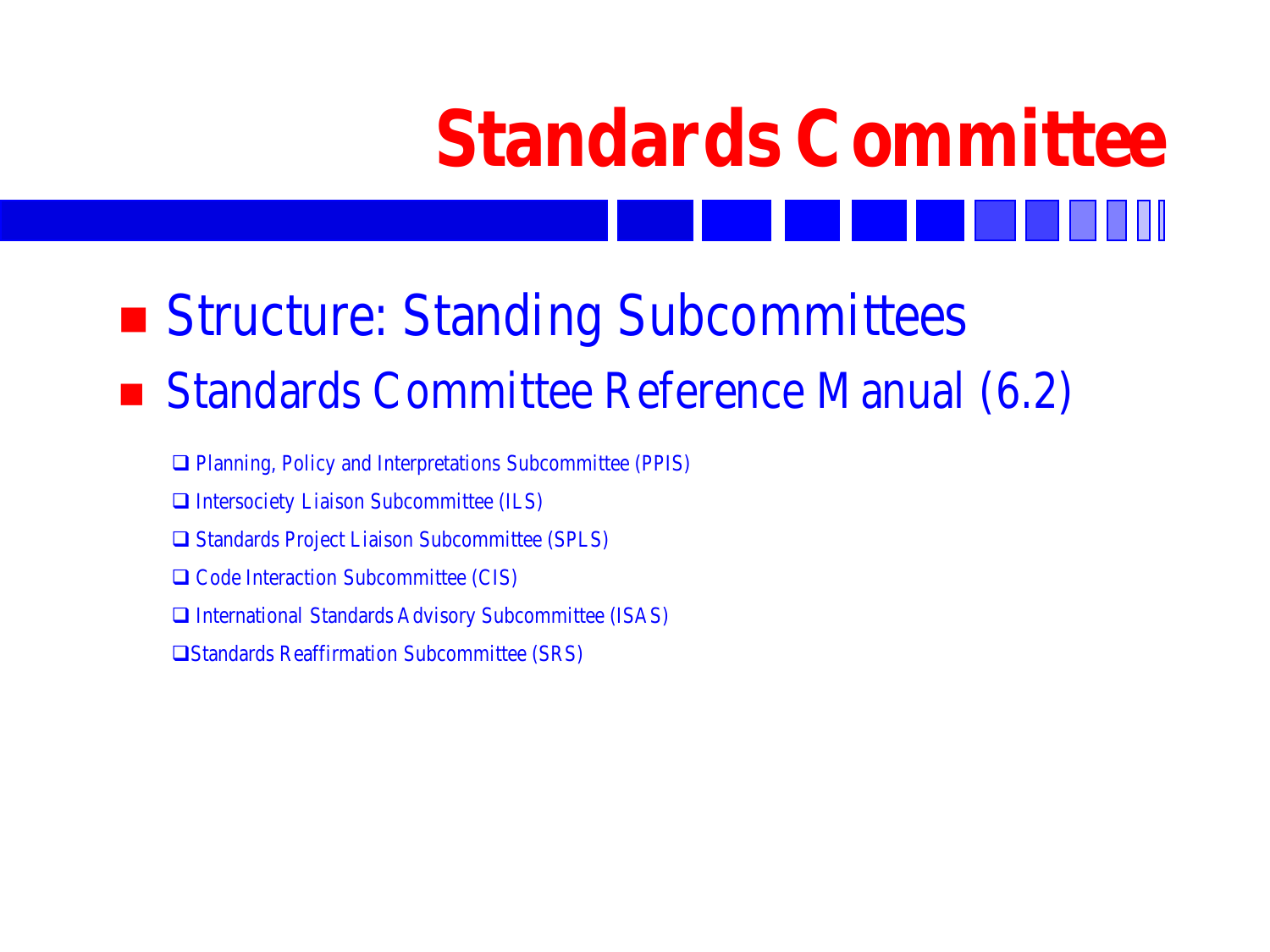# Standards Committee

- Structure: Standing Subcommittees
- Standards Committee Reference Manual (6.2)
  - Planning, Policy and Interpretations Subcommittee (PPIS)
  - Intersociety Liaison Subcommittee (ILS)
  - Standards Project Liaison Subcommittee (SPLS)
  - Code Interaction Subcommittee (CIS)
  - International Standards Advisory Subcommittee (ISAS)
  - Standards Reaffirmation Subcommittee (SRS)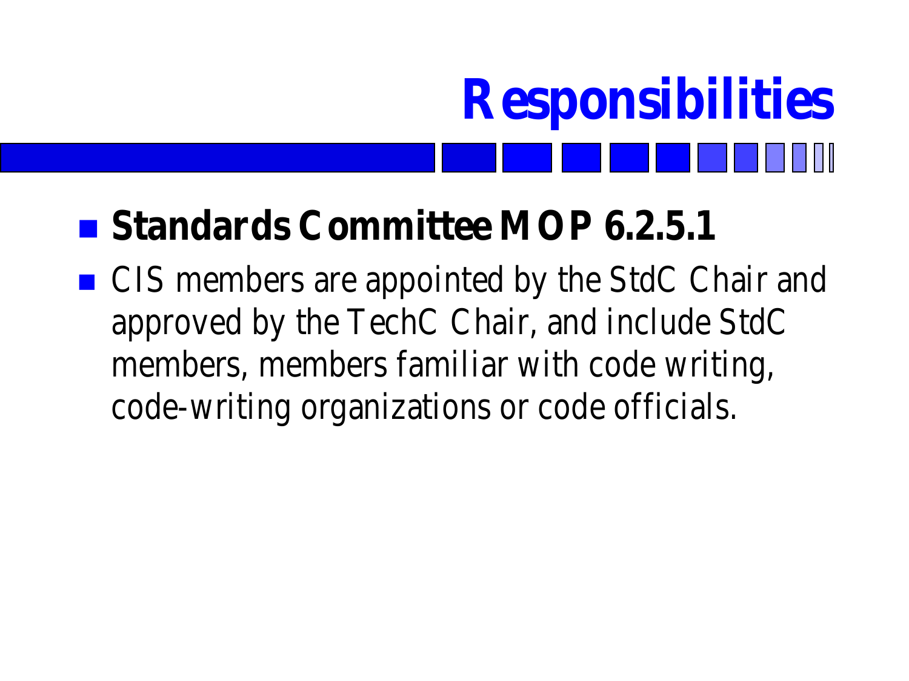# Responsibilities

- **Standards Committee MOP 6.2.5.1**
- CIS members are appointed by the StdC Chair and approved by the TechC Chair, and include StdC members, members familiar with code writing, code-writing organizations or code officials.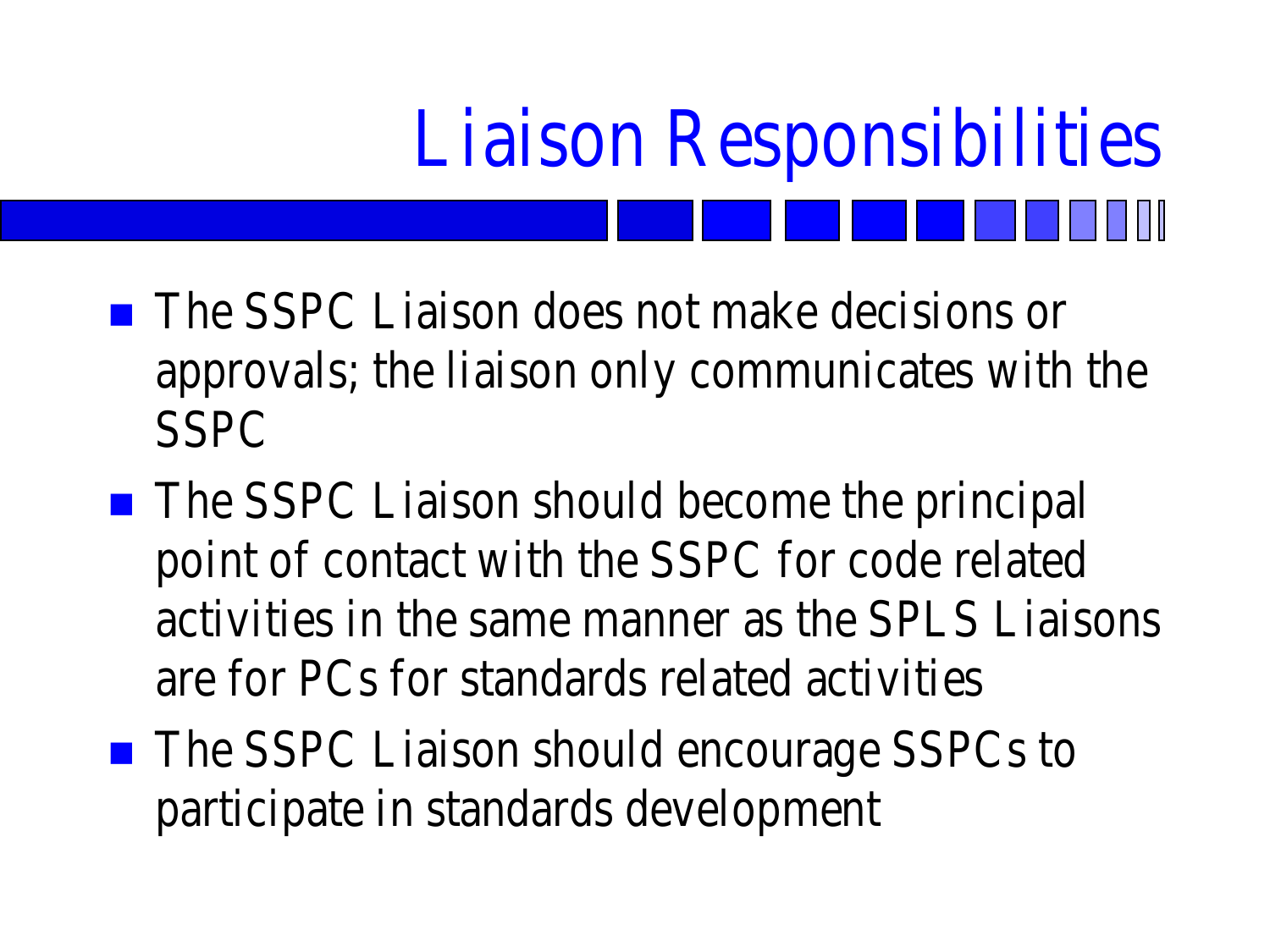# Liaison Responsibilities

- The SSPC Liaison does not make decisions or approvals; the liaison only communicates with the SSPC
- The SSPC Liaison should become the principal point of contact with the SSPC for code related activities in the same manner as the SPLS Liaisons are for PCs for standards related activities
- The SSPC Liaison should encourage SSPCs to participate in standards development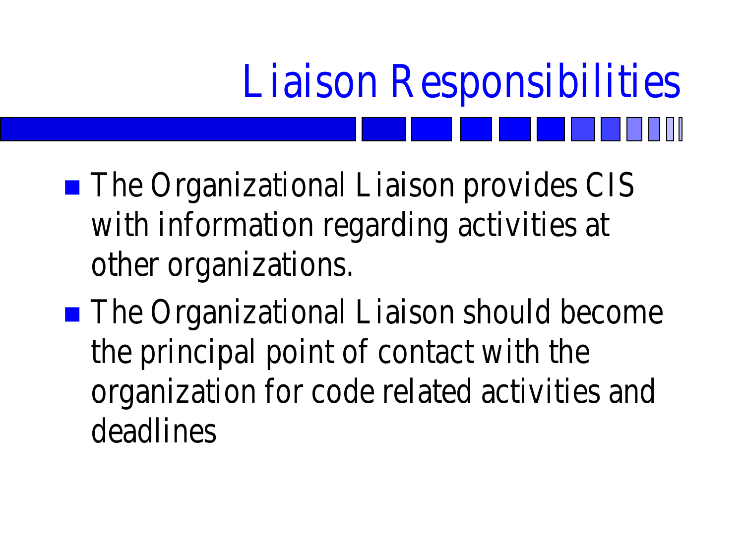# Liaison Responsibilities

- The Organizational Liaison provides CIS with information regarding activities at other organizations.
- The Organizational Liaison should become the principal point of contact with the organization for code related activities and deadlines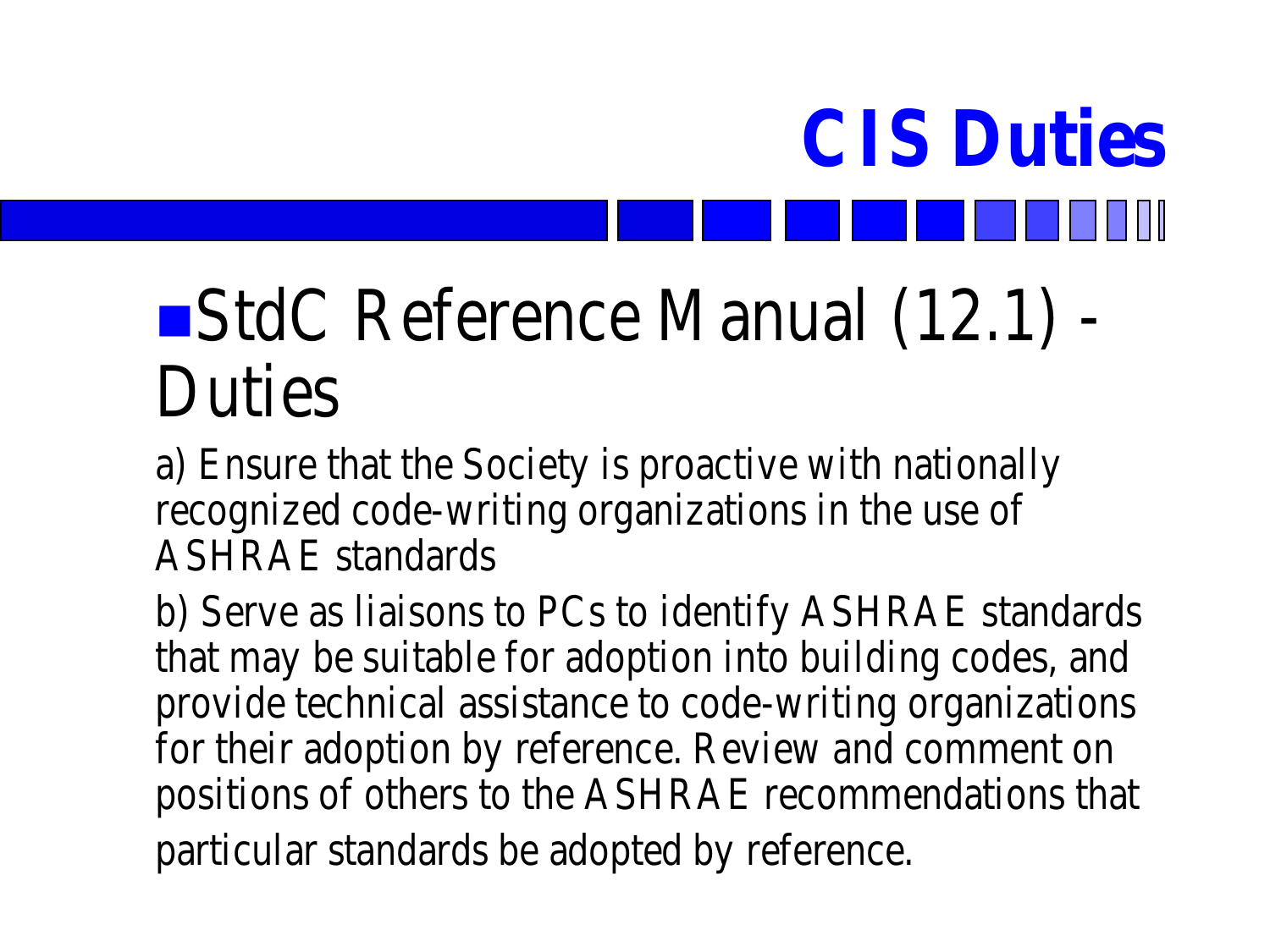# CIS Duties

- StdC Reference Manual (12.1) - Duties

a) Ensure that the Society is proactive with nationally recognized code-writing organizations in the use of ASHRAE standards

b) Serve as liaisons to PCs to identify ASHRAE standards that may be suitable for adoption into building codes, and provide technical assistance to code-writing organizations for their adoption by reference. Review and comment on positions of others to the ASHRAE recommendations that particular standards be adopted by reference.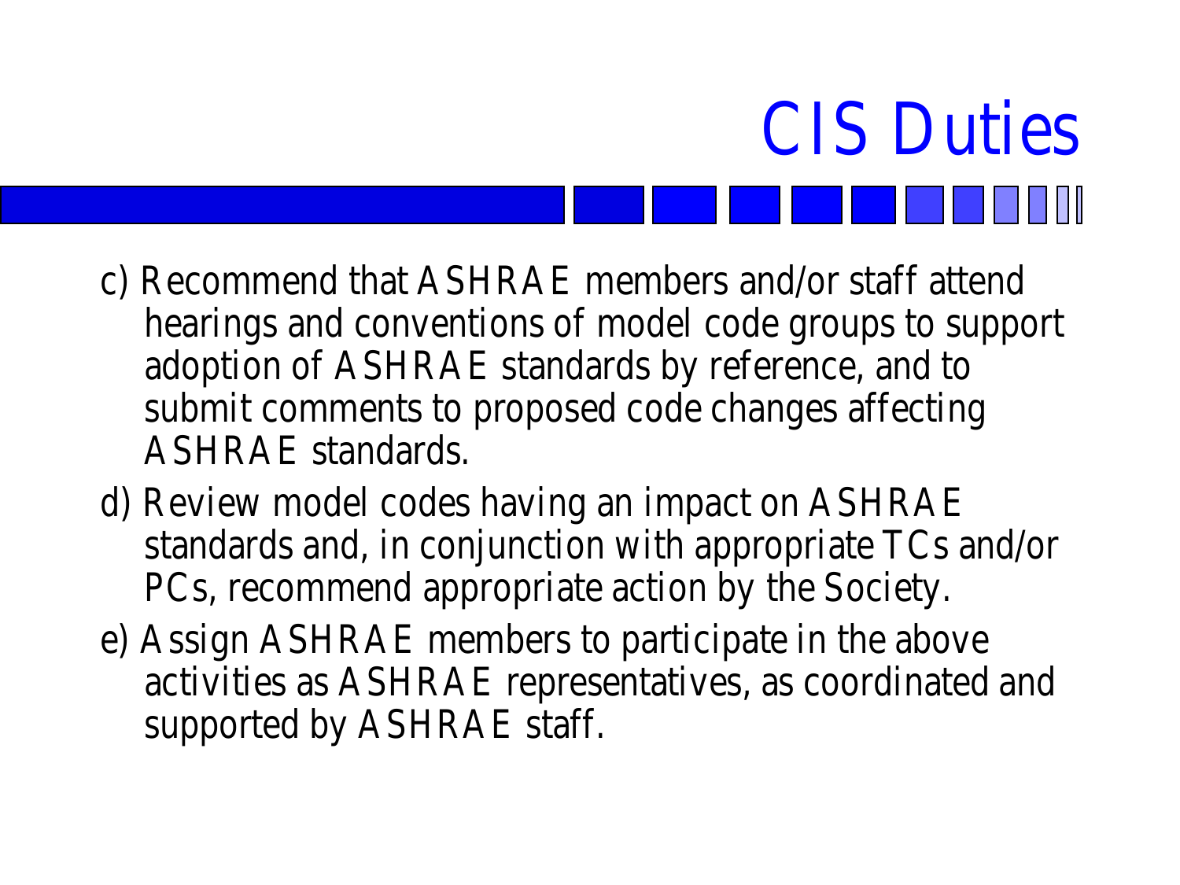# CIS Duties

c) Recommend that ASHRAE members and/or staff attend hearings and conventions of model code groups to support adoption of ASHRAE standards by reference, and to submit comments to proposed code changes affecting ASHRAE standards.

d) Review model codes having an impact on ASHRAE standards and, in conjunction with appropriate TCs and/or PCs, recommend appropriate action by the Society.

e) Assign ASHRAE members to participate in the above activities as ASHRAE representatives, as coordinated and supported by ASHRAE staff.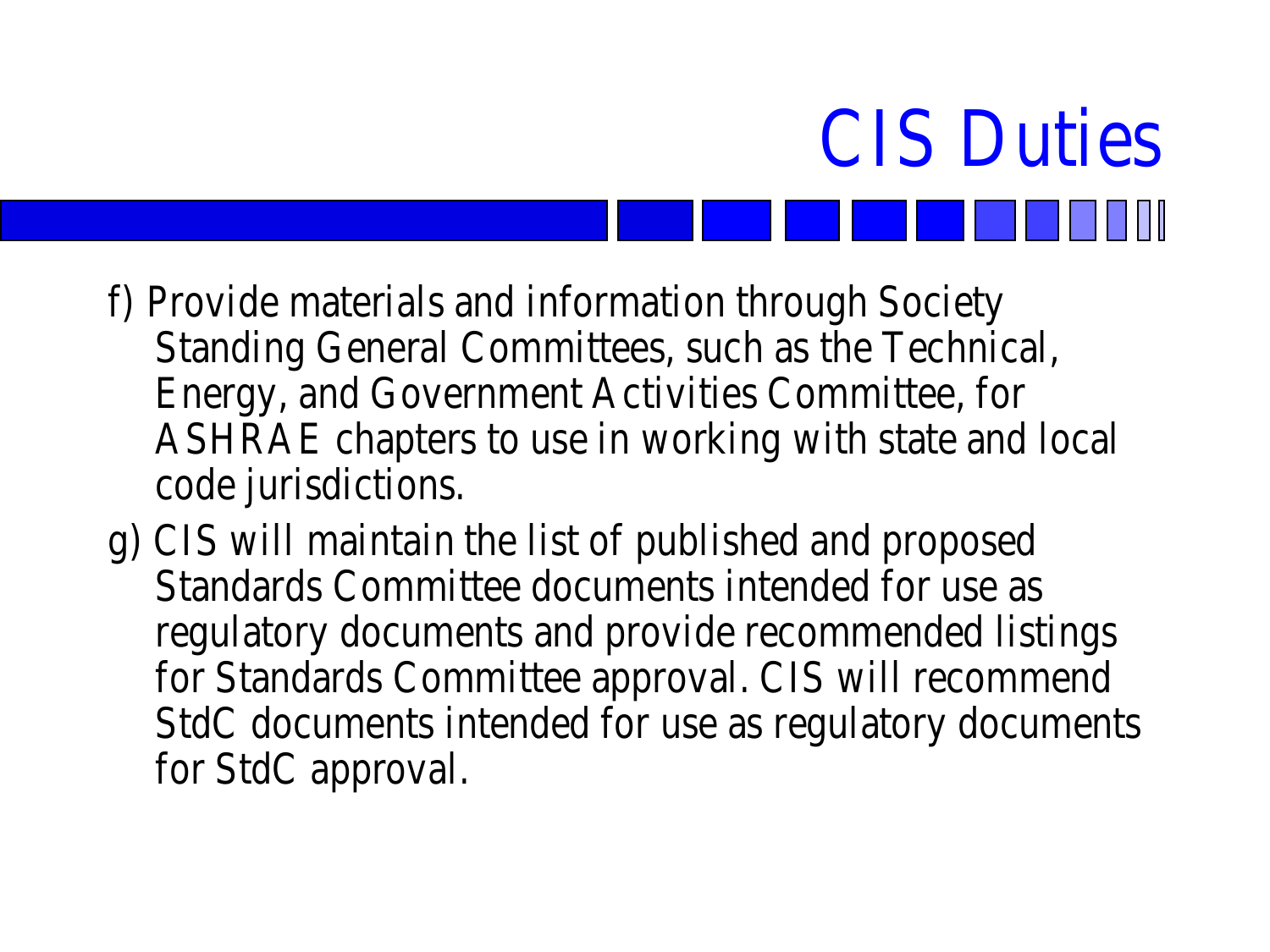# CIS Duties

f) Provide materials and information through Society Standing General Committees, such as the Technical, Energy, and Government Activities Committee, for ASHRAE chapters to use in working with state and local code jurisdictions.

g) CIS will maintain the list of published and proposed Standards Committee documents intended for use as regulatory documents and provide recommended listings for Standards Committee approval. CIS will recommend StdC documents intended for use as regulatory documents for StdC approval.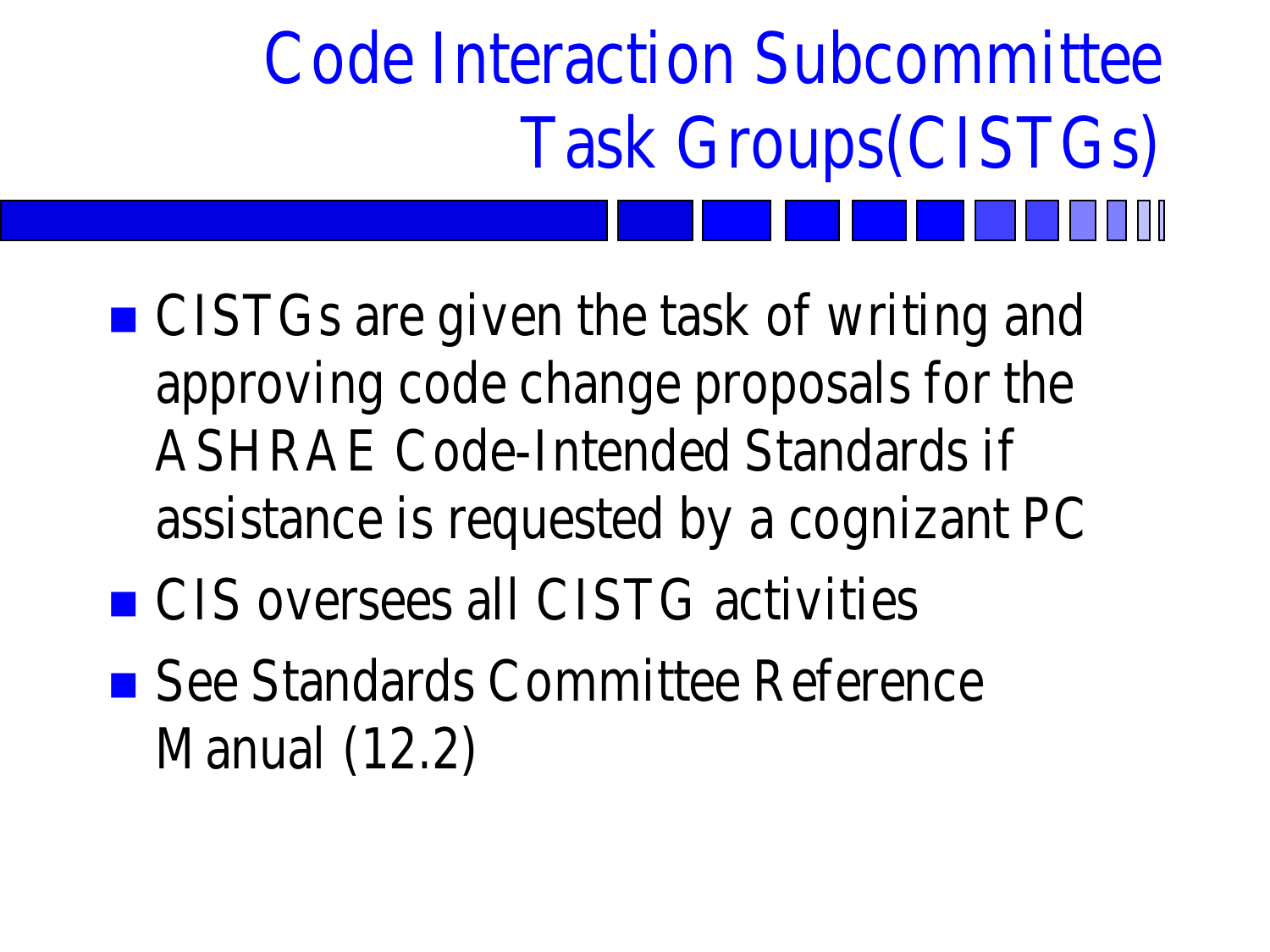# Code Interaction Subcommittee Task Groups(CISTGs)

- CISTGs are given the task of writing and approving code change proposals for the ASHRAE Code-Intended Standards if assistance is requested by a cognizant PC
- CIS oversees all CISTG activities
- See Standards Committee Reference Manual (12.2)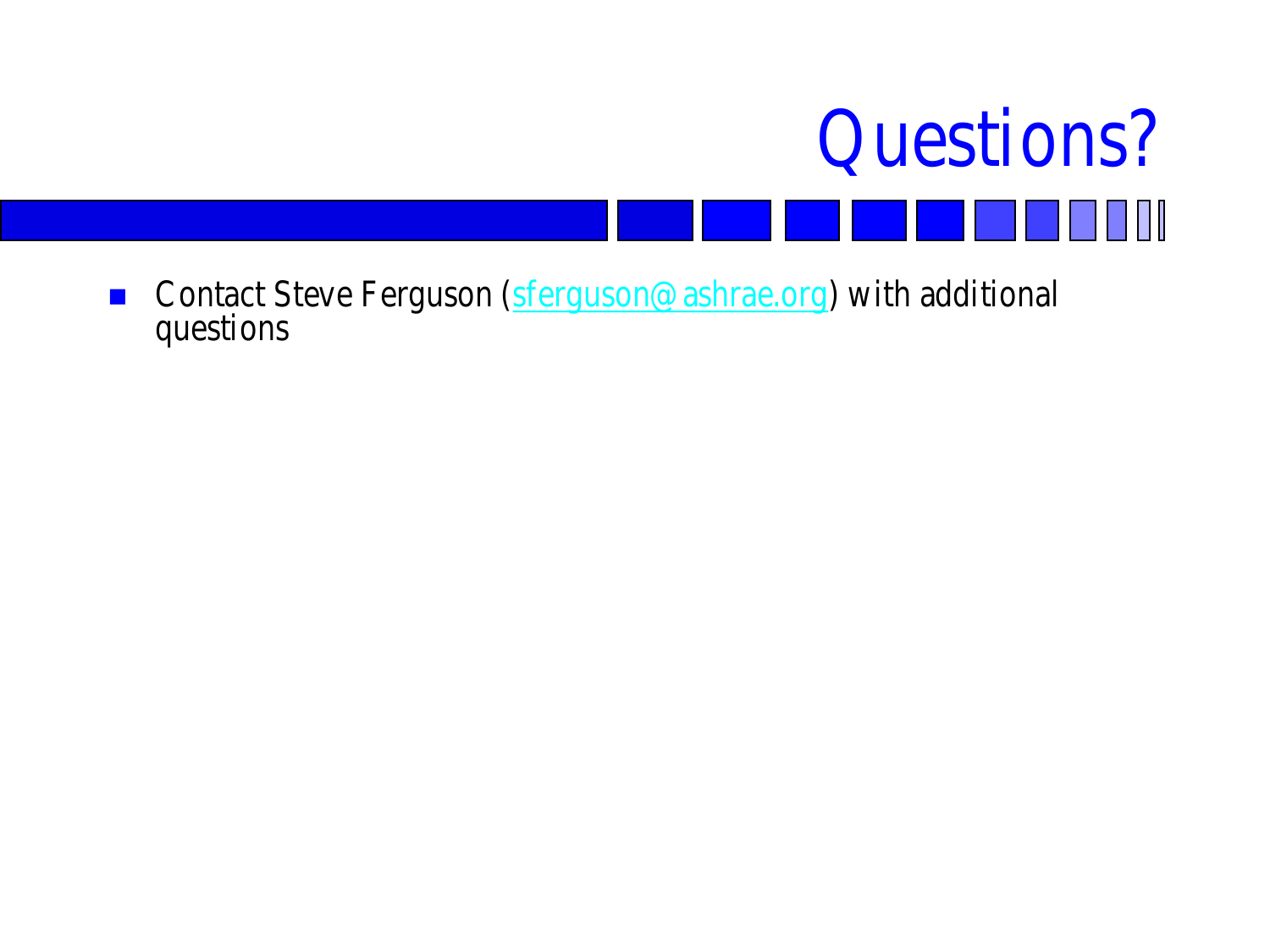# Questions?

- Contact Steve Ferguson (sferguson@ashrae.org) with additional questions